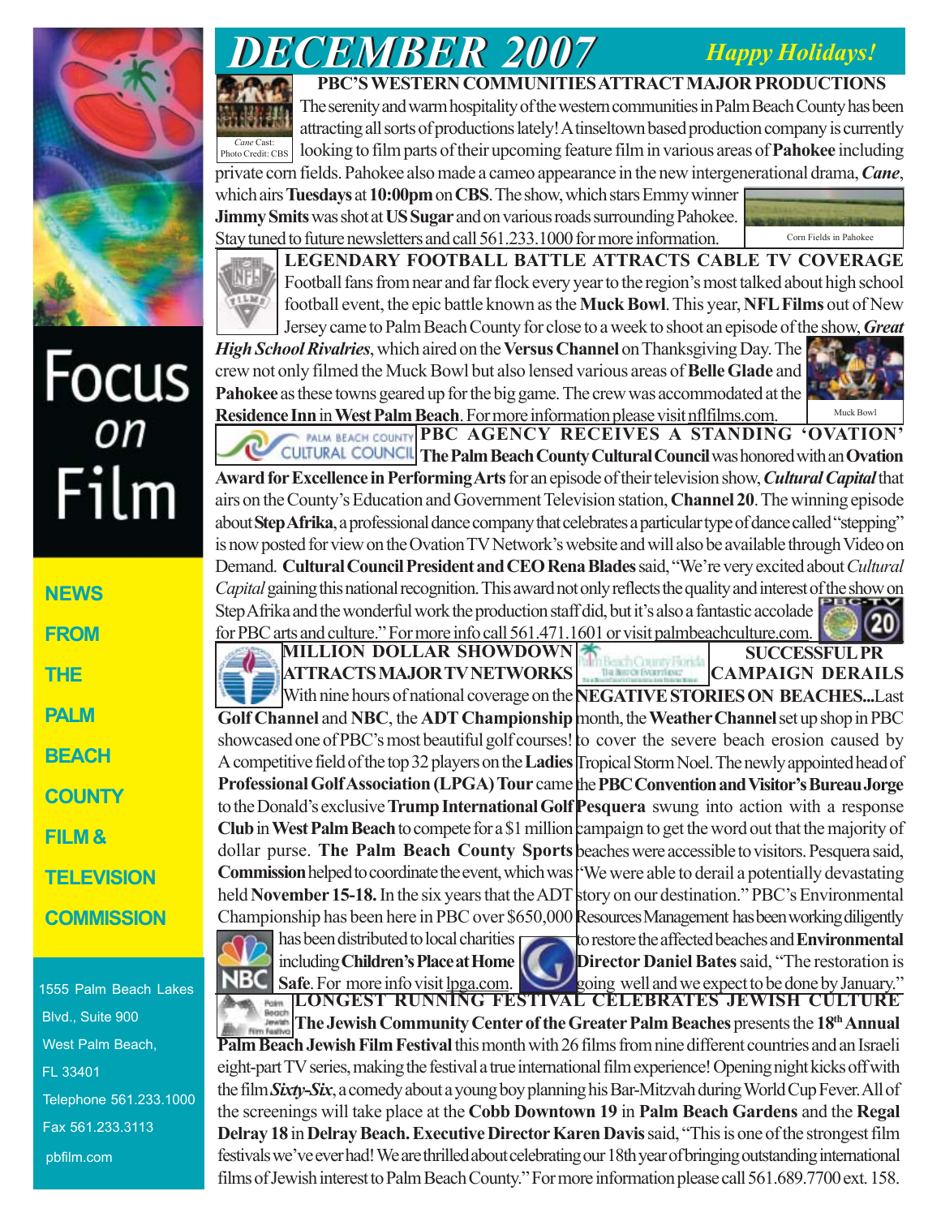# DECEMBER 2007

*Happy Holidays!*

## PBC'S WESTERN COMMUNITIES ATTRACT MAJOR PRODUCTIONS

*Cane* Cast: Photo Credit: CBS

The serenity and warm hospitality of the western communities in Palm Beach County has been attracting all sorts of productions lately! A tinseltown based production company is currently looking to film parts of their upcoming feature film in various areas of **Pahokee** including private corn fields. Pahokee also made a cameo appearance in the new intergenerational drama, ***Cane***, which airs **Tuesdays** at **10:00pm** on **CBS**. The show, which stars Emmy winner **Jimmy Smits** was shot at **US Sugar** and on various roads surrounding Pahokee. Stay tuned to future newsletters and call 561.233.1000 for more information.

Corn Fields in Pahokee

## LEGENDARY FOOTBALL BATTLE ATTRACTS CABLE TV COVERAGE

Football fans from near and far flock every year to the region's most talked about high school football event, the epic battle known as the **Muck Bowl**. This year, **NFL Films** out of New Jersey came to Palm Beach County for close to a week to shoot an episode of the show, ***Great High School Rivalries***, which aired on the **Versus Channel** on Thanksgiving Day. The crew not only filmed the Muck Bowl but also lensed various areas of **Belle Glade** and **Pahokee** as these towns geared up for the big game. The crew was accommodated at the **Residence Inn** in **West Palm Beach**. For more information please visit nflfilms.com.

Muck Bowl

## PBC AGENCY RECEIVES A STANDING 'OVATION'

**The Palm Beach County Cultural Council** was honored with an **Ovation Award for Excellence in Performing Arts** for an episode of their television show, ***Cultural Capital*** that airs on the County's Education and Government Television station, **Channel 20**. The winning episode about **Step Afrika**, a professional dance company that celebrates a particular type of dance called "stepping" is now posted for view on the Ovation TV Network's website and will also be available through Video on Demand. **Cultural Council President and CEO Rena Blades** said, "We're very excited about *Cultural Capital* gaining this national recognition. This award not only reflects the quality and interest of the show on Step Afrika and the wonderful work the production staff did, but it's also a fantastic accolade for PBC arts and culture." For more info call 561.471.1601 or visit palmbeachculture.com.

## MILLION DOLLAR SHOWDOWN ATTRACTS MAJOR TV NETWORKS

With nine hours of national coverage on the **Golf Channel** and **NBC**, the **ADT Championship** showcased one of PBC's most beautiful golf courses! A competitive field of the top 32 players on the **Ladies Professional Golf Association (LPGA) Tour** came to the Donald's exclusive **Trump International Golf Club** in **West Palm Beach** to compete for a $1 million dollar purse. **The Palm Beach County Sports Commission** helped to coordinate the event, which was held **November 15-18.** In the six years that the ADT Championship has been here in PBC over $650,000 has been distributed to local charities including **Children's Place at Home Safe**. For more info visit lpga.com.

## SUCCESSFUL PR CAMPAIGN DERAILS NEGATIVE STORIES ON BEACHES...

Last month, the **Weather Channel** set up shop in PBC to cover the severe beach erosion caused by Tropical Storm Noel. The newly appointed head of the **PBC Convention and Visitor's Bureau Jorge Pesquera** swung into action with a response campaign to get the word out that the majority of beaches were accessible to visitors. Pesquera said, "We were able to derail a potentially devastating story on our destination." PBC's Environmental Resources Management has been working diligently to restore the affected beaches and **Environmental Director Daniel Bates** said, "The restoration is going well and we expect to be done by January."

## LONGEST RUNNING FESTIVAL CELEBRATES JEWISH CULTURE

**The Jewish Community Center of the Greater Palm Beaches** presents the **18th Annual Palm Beach Jewish Film Festival** this month with 26 films from nine different countries and an Israeli eight-part TV series, making the festival a true international film experience! Opening night kicks off with the film ***Sixty-Six***, a comedy about a young boy planning his Bar-Mitzvah during World Cup Fever. All of the screenings will take place at the **Cobb Downtown 19** in **Palm Beach Gardens** and the **Regal Delray 18** in **Delray Beach. Executive Director Karen Davis** said, "This is one of the strongest film festivals we've ever had! We are thrilled about celebrating our 18th year of bringing outstanding international films of Jewish interest to Palm Beach County." For more information please call 561.689.7700 ext. 158.

---

# Focus on Film

**NEWS FROM THE PALM BEACH COUNTY FILM & TELEVISION COMMISSION**

1555 Palm Beach Lakes Blvd., Suite 900
West Palm Beach, FL 33401
Telephone 561.233.1000
Fax 561.233.3113
pbfilm.com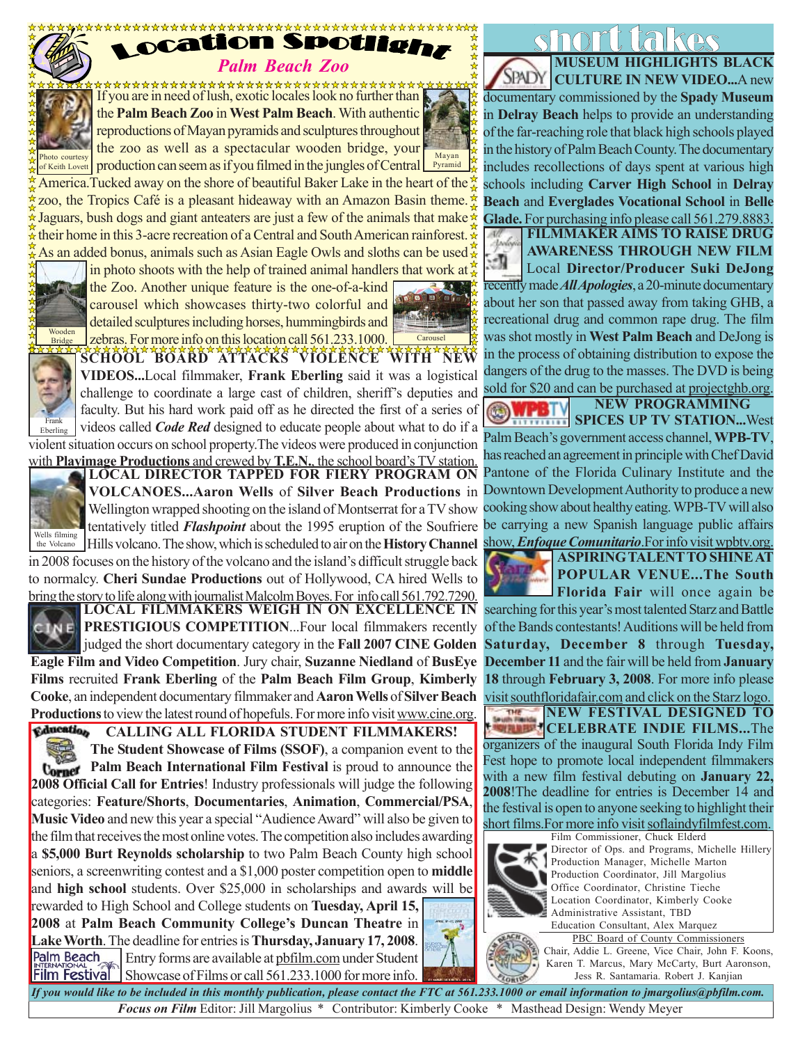# Location Spotlight

## *Palm Beach Zoo*

If you are in need of lush, exotic locales look no further than the **Palm Beach Zoo** in **West Palm Beach**. With authentic reproductions of Mayan pyramids and sculptures throughout the zoo as well as a spectacular wooden bridge, your production can seem as if you filmed in the jungles of Central America. Tucked away on the shore of beautiful Baker Lake in the heart of the zoo, the Tropics Café is a pleasant hideaway with an Amazon Basin theme. Jaguars, bush dogs and giant anteaters are just a few of the animals that make their home in this 3-acre recreation of a Central and South American rainforest. As an added bonus, animals such as Asian Eagle Owls and sloths can be used in photo shoots with the help of trained animal handlers that work at the Zoo. Another unique feature is the one-of-a-kind carousel which showcases thirty-two colorful and detailed sculptures including horses, hummingbirds and zebras. For more info on this location call 561.233.1000.

Photo courtesy of Keith Lovett

Mayan Pyramid

Wooden Bridge

Carousel

**SCHOOL BOARD ATTACKS VIOLENCE WITH NEW VIDEOS...**Local filmmaker, **Frank Eberling** said it was a logistical challenge to coordinate a large cast of children, sheriff's deputies and faculty. But his hard work paid off as he directed the first of a series of videos called ***Code Red*** designed to educate people about what to do if a violent situation occurs on school property. The videos were produced in conjunction with **Playimage Productions** and crewed by **T.E.N.**, the school board's TV station.

Frank Eberling

**LOCAL DIRECTOR TAPPED FOR FIERY PROGRAM ON VOLCANOES...Aaron Wells** of **Silver Beach Productions** in Wellington wrapped shooting on the island of Montserrat for a TV show tentatively titled ***Flashpoint*** about the 1995 eruption of the Soufriere Hills volcano. The show, which is scheduled to air on the **History Channel** in 2008 focuses on the history of the volcano and the island's difficult struggle back to normalcy. **Cheri Sundae Productions** out of Hollywood, CA hired Wells to bring the story to life along with journalist Malcolm Boyes. For info call 561.792.7290.

Wells filming the Volcano

**LOCAL FILMMAKERS WEIGH IN ON EXCELLENCE IN PRESTIGIOUS COMPETITION**...Four local filmmakers recently judged the short documentary category in the **Fall 2007 CINE Golden Eagle Film and Video Competition**. Jury chair, **Suzanne Niedland** of **BusEye Films** recruited **Frank Eberling** of the **Palm Beach Film Group**, **Kimberly Cooke**, an independent documentary filmmaker and **Aaron Wells** of **Silver Beach Productions** to view the latest round of hopefuls. For more info visit www.cine.org.

### Education Corner

**CALLING ALL FLORIDA STUDENT FILMMAKERS!**

**The Student Showcase of Films (SSOF)**, a companion event to the **Palm Beach International Film Festival** is proud to announce the **2008 Official Call for Entries**! Industry professionals will judge the following categories: **Feature/Shorts**, **Documentaries**, **Animation**, **Commercial/PSA**, **Music Video** and new this year a special "Audience Award" will also be given to the film that receives the most online votes. The competition also includes awarding a **$5,000 Burt Reynolds scholarship** to two Palm Beach County high school seniors, a screenwriting contest and a $1,000 poster competition open to **middle** and **high school** students. Over $25,000 in scholarships and awards will be rewarded to High School and College students on **Tuesday, April 15, 2008** at **Palm Beach Community College's Duncan Theatre** in **Lake Worth**. The deadline for entries is **Thursday, January 17, 2008**. Entry forms are available at pbfilm.com under Student Showcase of Films or call 561.233.1000 for more info.

# short takes

**MUSEUM HIGHLIGHTS BLACK CULTURE IN NEW VIDEO...**A new documentary commissioned by the **Spady Museum** in **Delray Beach** helps to provide an understanding of the far-reaching role that black high schools played in the history of Palm Beach County. The documentary includes recollections of days spent at various high schools including **Carver High School** in **Delray Beach** and **Everglades Vocational School** in **Belle Glade.** For purchasing info please call 561.279.8883.

**FILMMAKER AIMS TO RAISE DRUG AWARENESS THROUGH NEW FILM** Local **Director/Producer Suki DeJong** recently made ***All Apologies***, a 20-minute documentary about her son that passed away from taking GHB, a recreational drug and common rape drug. The film was shot mostly in **West Palm Beach** and DeJong is in the process of obtaining distribution to expose the dangers of the drug to the masses. The DVD is being sold for $20 and can be purchased at projectghb.org.

**NEW PROGRAMMING SPICES UP TV STATION...**West Palm Beach's government access channel, **WPB-TV**, has reached an agreement in principle with Chef David Pantone of the Florida Culinary Institute and the Downtown Development Authority to produce a new cooking show about healthy eating. WPB-TV will also be carrying a new Spanish language public affairs show, ***Enfoque Comunitario***. For info visit wpbtv.org.

**ASPIRING TALENT TO SHINE AT POPULAR VENUE...The South Florida Fair** will once again be searching for this year's most talented Starz and Battle of the Bands contestants! Auditions will be held from **Saturday, December 8** through **Tuesday, December 11** and the fair will be held from **January 18** through **February 3, 2008**. For more info please visit southfloridafair.com and click on the Starz logo.

**NEW FESTIVAL DESIGNED TO CELEBRATE INDIE FILMS...**The organizers of the inaugural South Florida Indy Film Fest hope to promote local independent filmmakers with a new film festival debuting on **January 22, 2008**! The deadline for entries is December 14 and the festival is open to anyone seeking to highlight their short films. For more info visit soflaindyfilmfest.com.

Film Commissioner, Chuck Elderd
Director of Ops. and Programs, Michelle Hillery
Production Manager, Michelle Marton
Production Coordinator, Jill Margolius
Office Coordinator, Christine Tieche
Location Coordinator, Kimberly Cooke
Administrative Assistant, TBD
Education Consultant, Alex Marquez

PBC Board of County Commissioners
Chair, Addie L. Greene, Vice Chair, John F. Koons, Karen T. Marcus, Mary McCarty, Burt Aaronson, Jess R. Santamaria. Robert J. Kanjian

*If you would like to be included in this monthly publication, please contact the FTC at 561.233.1000 or email information to jmargolius@pbfilm.com.*

***Focus on Film*** Editor: Jill Margolius * Contributor: Kimberly Cooke * Masthead Design: Wendy Meyer